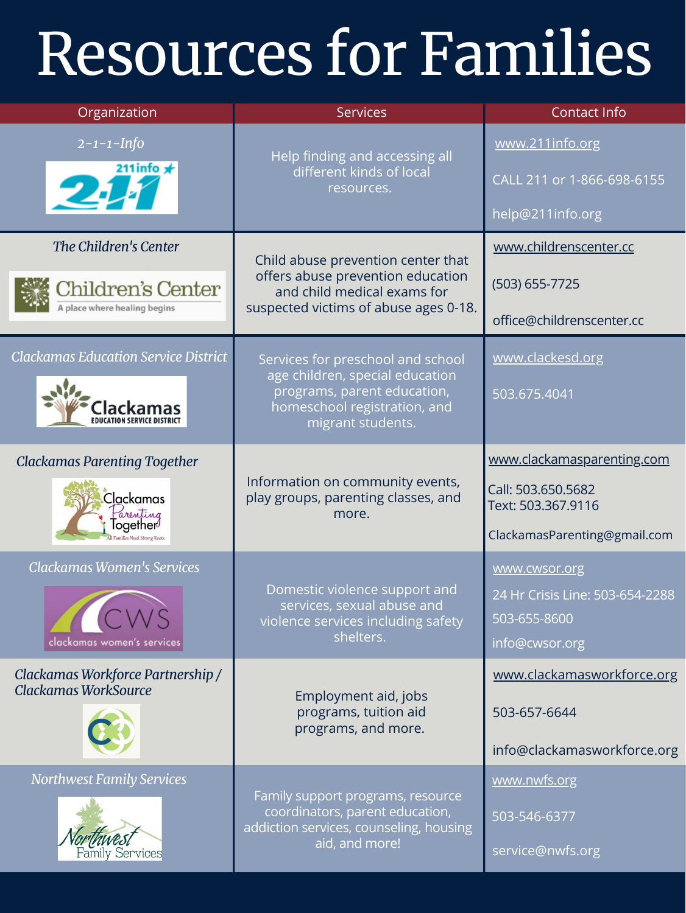# Resources for Families

| Organization | Services | Contact Info |
| --- | --- | --- |
| *2-1-1-Info* | Help finding and accessing all different kinds of local resources. | www.211info.org<br>CALL 211 or 1-866-698-6155<br>help@211info.org |
| *The Children's Center* | Child abuse prevention center that offers abuse prevention education and child medical exams for suspected victims of abuse ages 0-18. | www.childrenscenter.cc<br>(503) 655-7725<br>office@childrenscenter.cc |
| *Clackamas Education Service District* | Services for preschool and school age children, special education programs, parent education, homeschool registration, and migrant students. | www.clackesd.org<br>503.675.4041 |
| *Clackamas Parenting Together* | Information on community events, play groups, parenting classes, and more. | www.clackamasparenting.com<br>Call: 503.650.5682<br>Text: 503.367.9116<br>ClackamasParenting@gmail.com |
| *Clackamas Women's Services* | Domestic violence support and services, sexual abuse and violence services including safety shelters. | www.cwsor.org<br>24 Hr Crisis Line: 503-654-2288<br>503-655-8600<br>info@cwsor.org |
| *Clackamas Workforce Partnership / Clackamas WorkSource* | Employment aid, jobs programs, tuition aid programs, and more. | www.clackamasworkforce.org<br>503-657-6644<br>info@clackamasworkforce.org |
| *Northwest Family Services* | Family support programs, resource coordinators, parent education, addiction services, counseling, housing aid, and more! | www.nwfs.org<br>503-546-6377<br>service@nwfs.org |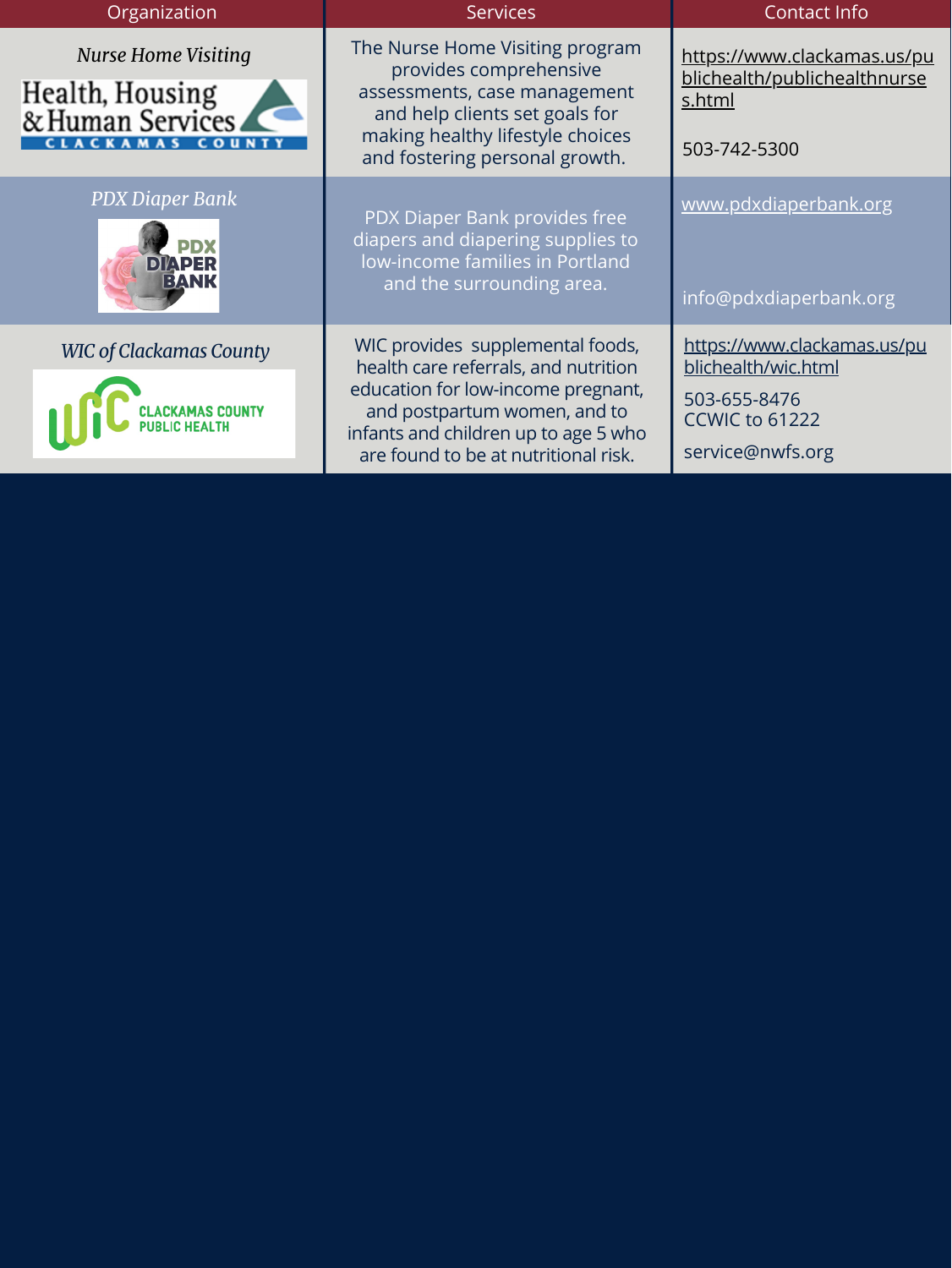| Organization | Services | Contact Info |
| --- | --- | --- |
| *Nurse Home Visiting* Health, Housing & Human Services CLACKAMAS COUNTY | The Nurse Home Visiting program provides comprehensive assessments, case management and help clients set goals for making healthy lifestyle choices and fostering personal growth. | https://www.clackamas.us/publichealth/publichealthnurses.html 503-742-5300 |
| *PDX Diaper Bank* PDX DIAPER BANK | PDX Diaper Bank provides free diapers and diapering supplies to low-income families in Portland and the surrounding area. | www.pdxdiaperbank.org info@pdxdiaperbank.org |
| *WIC of Clackamas County* WIC CLACKAMAS COUNTY PUBLIC HEALTH | WIC provides supplemental foods, health care referrals, and nutrition education for low-income pregnant, and postpartum women, and to infants and children up to age 5 who are found to be at nutritional risk. | https://www.clackamas.us/publichealth/wic.html 503-655-8476 CCWIC to 61222 service@nwfs.org |